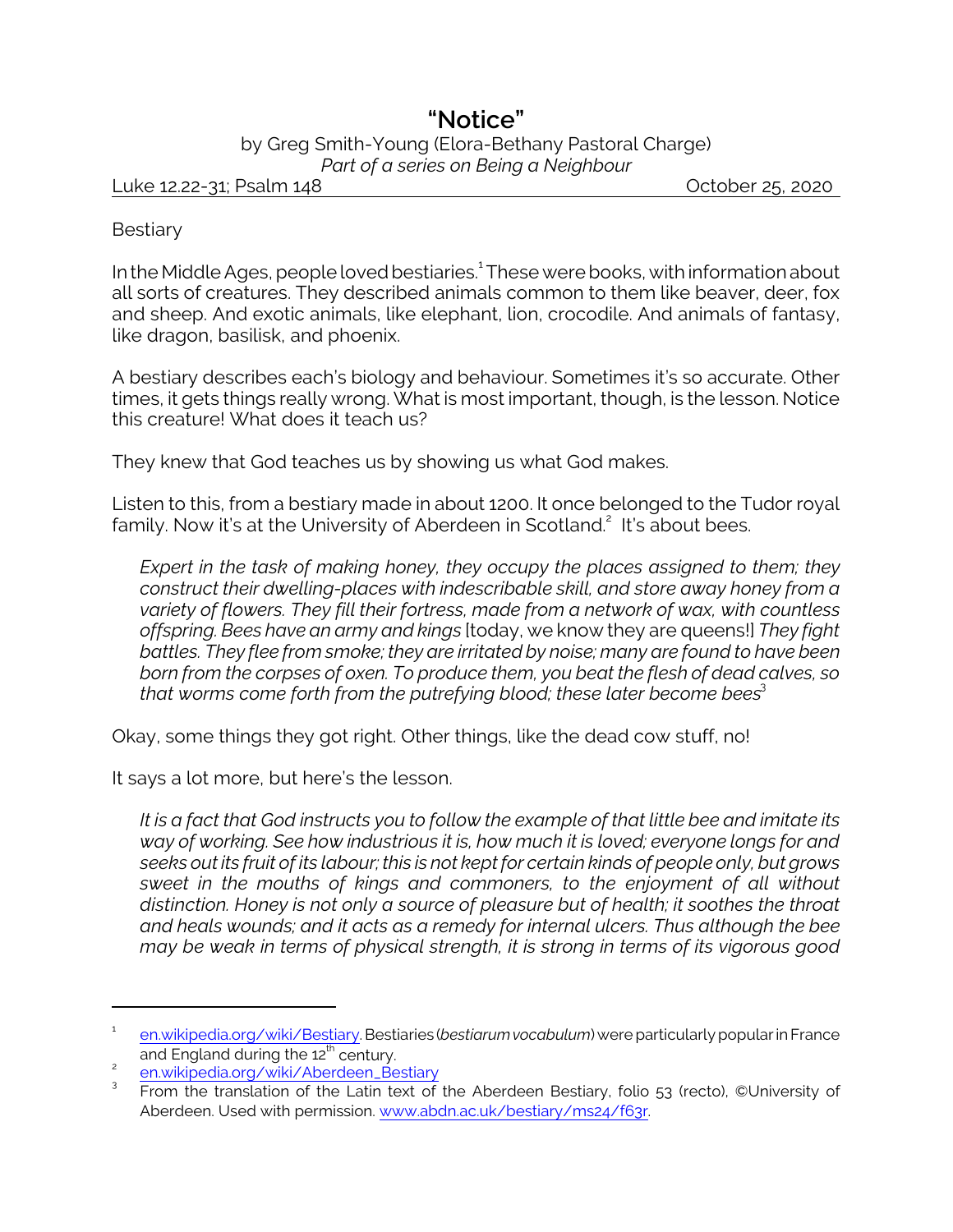# "Notice"

by Greg Smith-Young (Elora-Bethany Pastoral Charge)
*Part of a series on Being a Neighbour*

Luke 12.22-31; Psalm 148 — October 25, 2020

## Bestiary

In the Middle Ages, people loved bestiaries.[1] These were books, with information about all sorts of creatures. They described animals common to them like beaver, deer, fox and sheep. And exotic animals, like elephant, lion, crocodile. And animals of fantasy, like dragon, basilisk, and phoenix.

A bestiary describes each's biology and behaviour. Sometimes it's so accurate. Other times, it gets things really wrong. What is most important, though, is the lesson. Notice this creature! What does it teach us?

They knew that God teaches us by showing us what God makes.

Listen to this, from a bestiary made in about 1200. It once belonged to the Tudor royal family. Now it's at the University of Aberdeen in Scotland.[2] It's about bees.

> *Expert in the task of making honey, they occupy the places assigned to them; they construct their dwelling-places with indescribable skill, and store away honey from a variety of flowers. They fill their fortress, made from a network of wax, with countless offspring. Bees have an army and kings* [today, we know they are queens!] *They fight battles. They flee from smoke; they are irritated by noise; many are found to have been born from the corpses of oxen. To produce them, you beat the flesh of dead calves, so that worms come forth from the putrefying blood; these later become bees*[3]

Okay, some things they got right. Other things, like the dead cow stuff, no!

It says a lot more, but here's the lesson.

> *It is a fact that God instructs you to follow the example of that little bee and imitate its way of working. See how industrious it is, how much it is loved; everyone longs for and seeks out its fruit of its labour; this is not kept for certain kinds of people only, but grows sweet in the mouths of kings and commoners, to the enjoyment of all without distinction. Honey is not only a source of pleasure but of health; it soothes the throat and heals wounds; and it acts as a remedy for internal ulcers. Thus although the bee may be weak in terms of physical strength, it is strong in terms of its vigorous good*

---

1. en.wikipedia.org/wiki/Bestiary. Bestiaries (*bestiarum vocabulum*) were particularly popular in France and England during the 12th century.
2. en.wikipedia.org/wiki/Aberdeen_Bestiary
3. From the translation of the Latin text of the Aberdeen Bestiary, folio 53 (recto), ©University of Aberdeen. Used with permission. www.abdn.ac.uk/bestiary/ms24/f63r.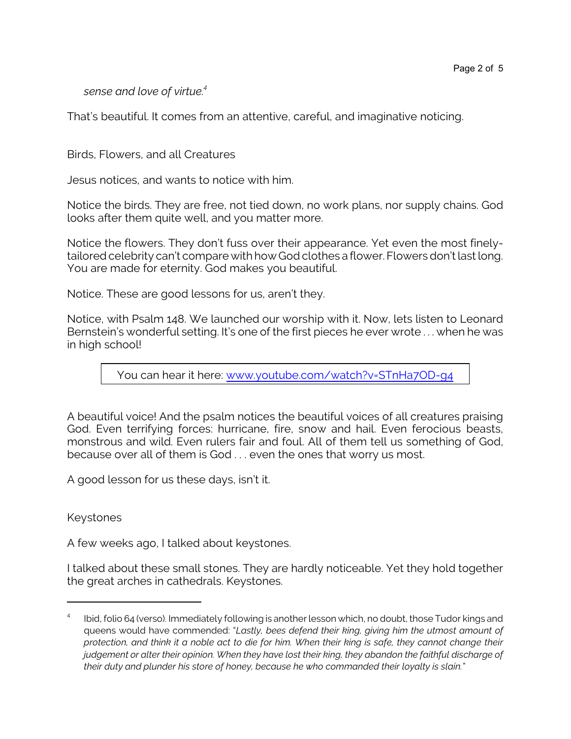*sense and love of virtue.*[4]

That's beautiful. It comes from an attentive, careful, and imaginative noticing.

## Birds, Flowers, and all Creatures

Jesus notices, and wants to notice with him.

Notice the birds. They are free, not tied down, no work plans, nor supply chains. God looks after them quite well, and you matter more.

Notice the flowers. They don't fuss over their appearance. Yet even the most finely-tailored celebrity can't compare with how God clothes a flower. Flowers don't last long. You are made for eternity. God makes you beautiful.

Notice. These are good lessons for us, aren't they.

Notice, with Psalm 148. We launched our worship with it. Now, lets listen to Leonard Bernstein's wonderful setting. It's one of the first pieces he ever wrote . . . when he was in high school!

> You can hear it here: [www.youtube.com/watch?v=STnHa7OD-g4](https://www.youtube.com/watch?v=STnHa7OD-g4)

A beautiful voice! And the psalm notices the beautiful voices of all creatures praising God. Even terrifying forces: hurricane, fire, snow and hail. Even ferocious beasts, monstrous and wild. Even rulers fair and foul. All of them tell us something of God, because over all of them is God . . . even the ones that worry us most.

A good lesson for us these days, isn't it.

## Keystones

A few weeks ago, I talked about keystones.

I talked about these small stones. They are hardly noticeable. Yet they hold together the great arches in cathedrals. Keystones.

---

[4] Ibid, folio 64 (verso). Immediately following is another lesson which, no doubt, those Tudor kings and queens would have commended: "*Lastly, bees defend their king, giving him the utmost amount of protection, and think it a noble act to die for him. When their king is safe, they cannot change their judgement or alter their opinion. When they have lost their king, they abandon the faithful discharge of their duty and plunder his store of honey, because he who commanded their loyalty is slain.*"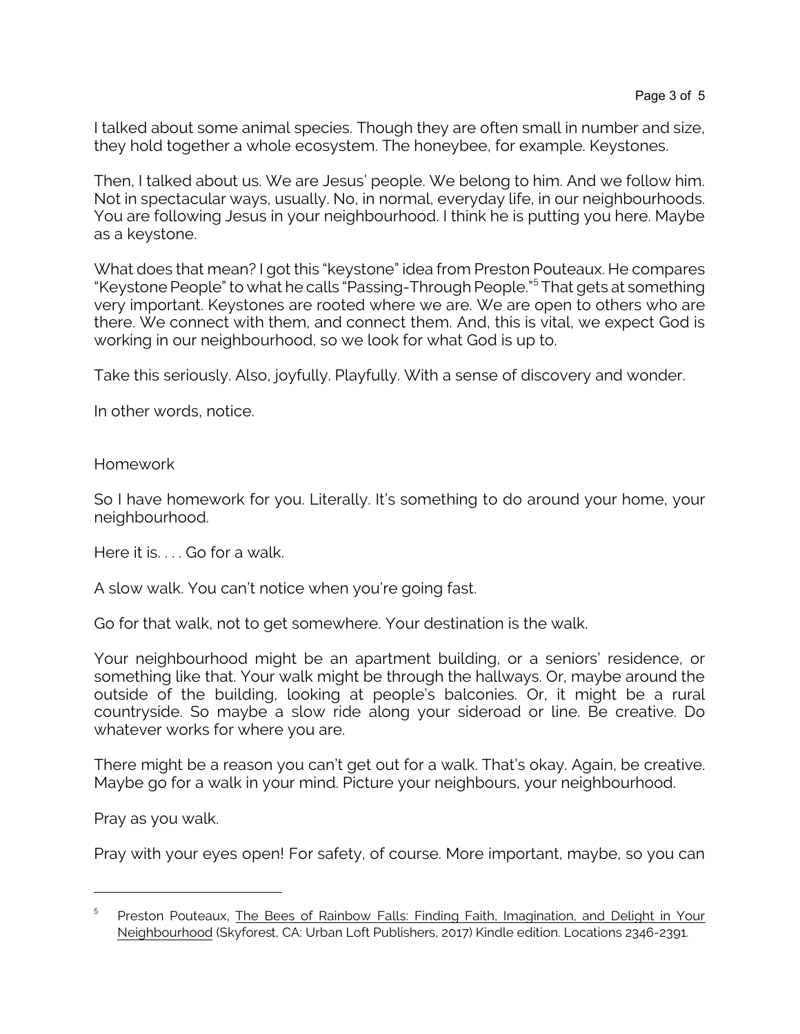I talked about some animal species. Though they are often small in number and size, they hold together a whole ecosystem. The honeybee, for example. Keystones.

Then, I talked about us. We are Jesus' people. We belong to him. And we follow him. Not in spectacular ways, usually. No, in normal, everyday life, in our neighbourhoods. You are following Jesus in your neighbourhood. I think he is putting you here. Maybe as a keystone.

What does that mean? I got this "keystone" idea from Preston Pouteaux. He compares "Keystone People" to what he calls "Passing-Through People."[5] That gets at something very important. Keystones are rooted where we are. We are open to others who are there. We connect with them, and connect them. And, this is vital, we expect God is working in our neighbourhood, so we look for what God is up to.

Take this seriously. Also, joyfully. Playfully. With a sense of discovery and wonder.

In other words, notice.

## Homework

So I have homework for you. Literally. It's something to do around your home, your neighbourhood.

Here it is. . . . Go for a walk.

A slow walk. You can't notice when you're going fast.

Go for that walk, not to get somewhere. Your destination is the walk.

Your neighbourhood might be an apartment building, or a seniors' residence, or something like that. Your walk might be through the hallways. Or, maybe around the outside of the building, looking at people's balconies. Or, it might be a rural countryside. So maybe a slow ride along your sideroad or line. Be creative. Do whatever works for where you are.

There might be a reason you can't get out for a walk. That's okay. Again, be creative. Maybe go for a walk in your mind. Picture your neighbours, your neighbourhood.

Pray as you walk.

Pray with your eyes open! For safety, of course. More important, maybe, so you can

---

[5] Preston Pouteaux, The Bees of Rainbow Falls: Finding Faith, Imagination, and Delight in Your Neighbourhood (Skyforest, CA: Urban Loft Publishers, 2017) Kindle edition. Locations 2346-2391.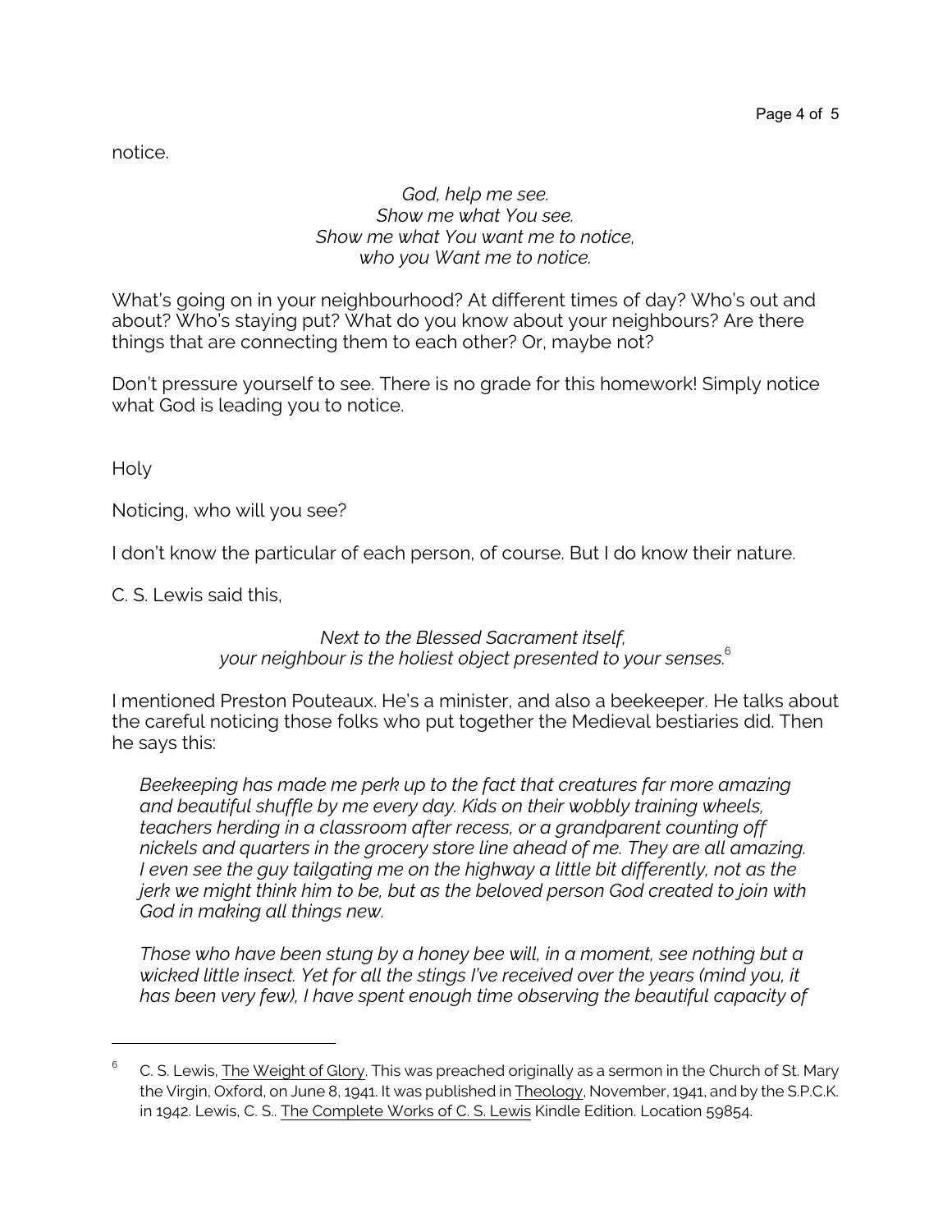notice.

*God, help me see.*
*Show me what You see.*
*Show me what You want me to notice,*
*who you Want me to notice.*

What's going on in your neighbourhood? At different times of day? Who's out and about? Who's staying put? What do you know about your neighbours? Are there things that are connecting them to each other? Or, maybe not?

Don't pressure yourself to see. There is no grade for this homework! Simply notice what God is leading you to notice.

Holy

Noticing, who will you see?

I don't know the particular of each person, of course. But I do know their nature.

C. S. Lewis said this,

*Next to the Blessed Sacrament itself,*
*your neighbour is the holiest object presented to your senses.*[6]

I mentioned Preston Pouteaux. He's a minister, and also a beekeeper. He talks about the careful noticing those folks who put together the Medieval bestiaries did. Then he says this:

> *Beekeeping has made me perk up to the fact that creatures far more amazing and beautiful shuffle by me every day. Kids on their wobbly training wheels, teachers herding in a classroom after recess, or a grandparent counting off nickels and quarters in the grocery store line ahead of me. They are all amazing. I even see the guy tailgating me on the highway a little bit differently, not as the jerk we might think him to be, but as the beloved person God created to join with God in making all things new.*
>
> *Those who have been stung by a honey bee will, in a moment, see nothing but a wicked little insect. Yet for all the stings I've received over the years (mind you, it has been very few), I have spent enough time observing the beautiful capacity of*

---

[6] C. S. Lewis, The Weight of Glory. This was preached originally as a sermon in the Church of St. Mary the Virgin, Oxford, on June 8, 1941. It was published in Theology, November, 1941, and by the S.P.C.K. in 1942. Lewis, C. S.. The Complete Works of C. S. Lewis Kindle Edition. Location 59854.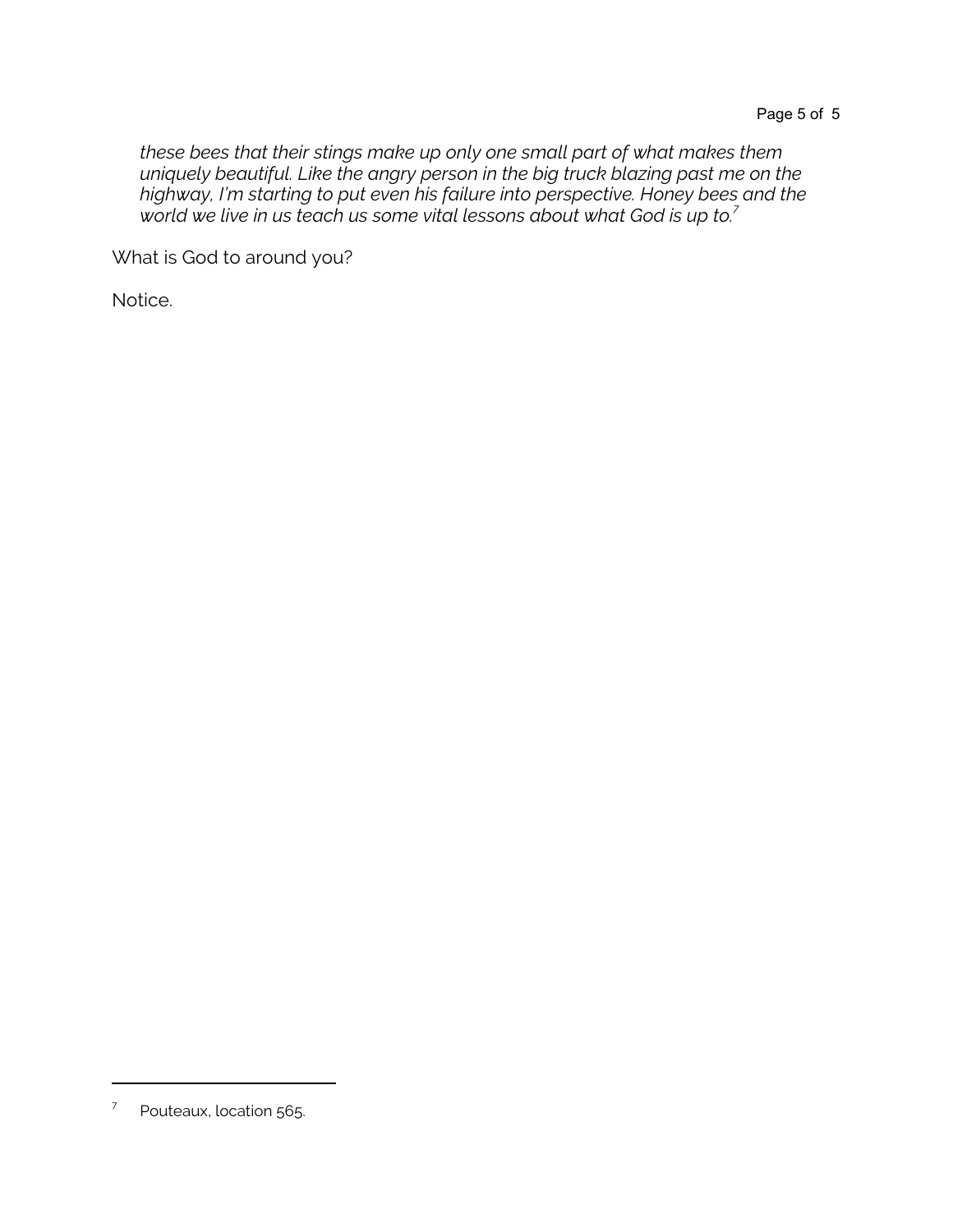*these bees that their stings make up only one small part of what makes them uniquely beautiful. Like the angry person in the big truck blazing past me on the highway, I'm starting to put even his failure into perspective. Honey bees and the world we live in us teach us some vital lessons about what God is up to.*[7]

What is God to around you?

Notice.

---

[7] Pouteaux, location 565.